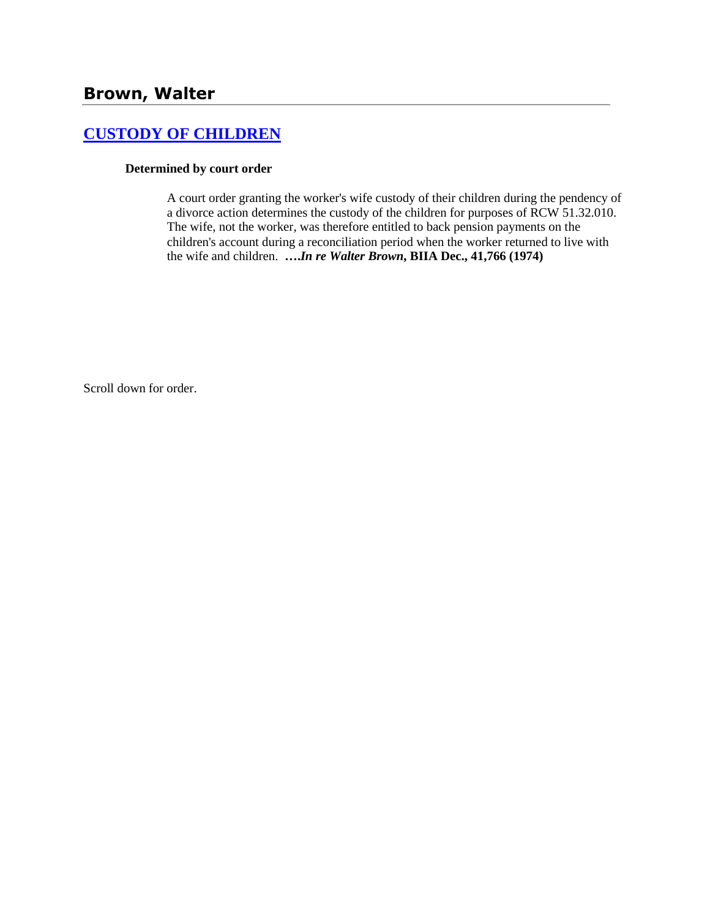## Brown, Walter

### CUSTODY OF CHILDREN

**Determined by court order**

A court order granting the worker's wife custody of their children during the pendency of a divorce action determines the custody of the children for purposes of RCW 51.32.010. The wife, not the worker, was therefore entitled to back pension payments on the children's account during a reconciliation period when the worker returned to live with the wife and children. **….*In re Walter Brown*, BIIA Dec., 41,766 (1974)**

Scroll down for order.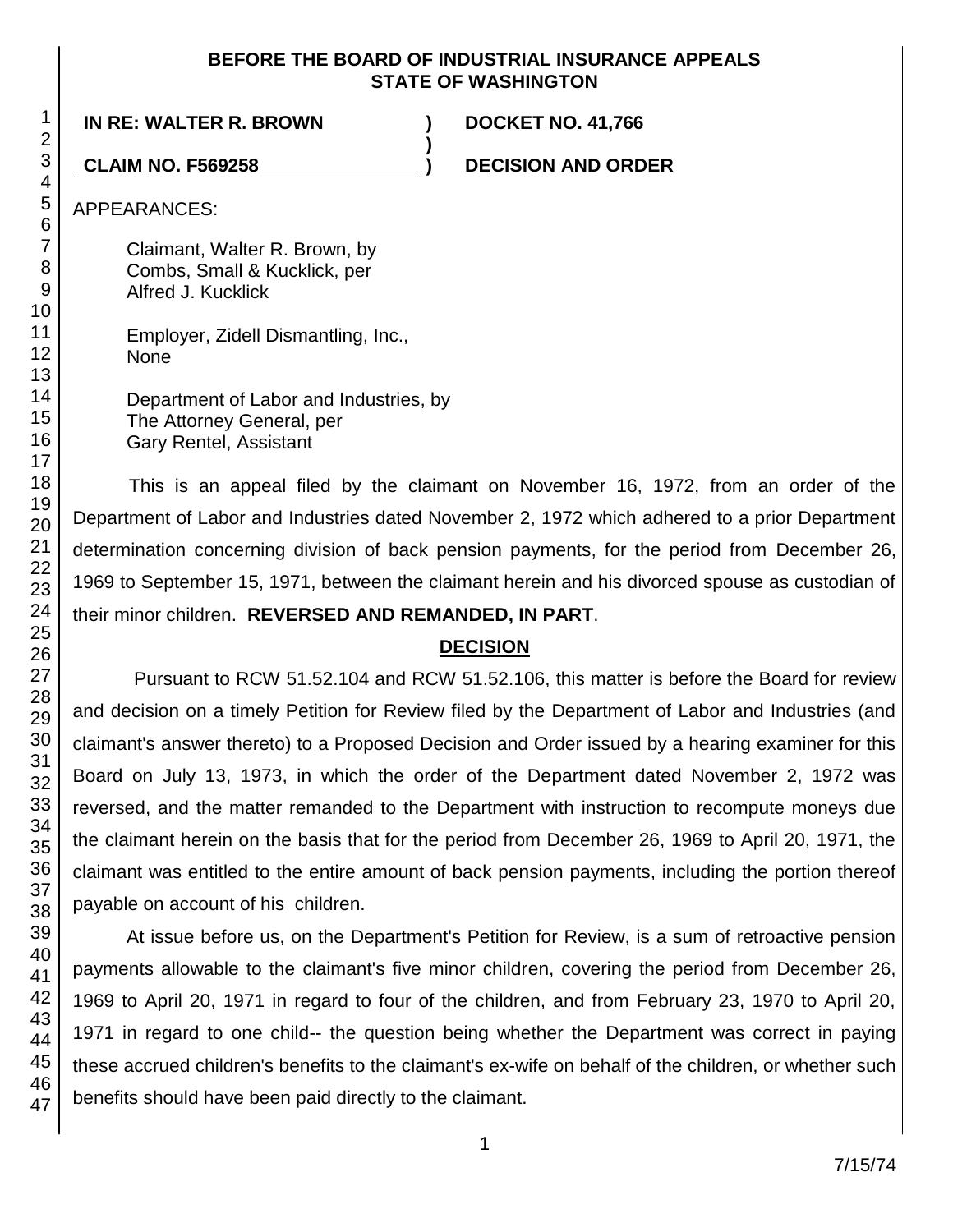**BEFORE THE BOARD OF INDUSTRIAL INSURANCE APPEALS**
**STATE OF WASHINGTON**

| | | |
|---|---|---|
| **IN RE: WALTER R. BROWN** | **)** | **DOCKET NO. 41,766** |
| | **)** | |
| **CLAIM NO. F569258** | **)** | **DECISION AND ORDER** |

APPEARANCES:

Claimant, Walter R. Brown, by
Combs, Small & Kucklick, per
Alfred J. Kucklick

Employer, Zidell Dismantling, Inc.,
None

Department of Labor and Industries, by
The Attorney General, per
Gary Rentel, Assistant

This is an appeal filed by the claimant on November 16, 1972, from an order of the Department of Labor and Industries dated November 2, 1972 which adhered to a prior Department determination concerning division of back pension payments, for the period from December 26, 1969 to September 15, 1971, between the claimant herein and his divorced spouse as custodian of their minor children. **REVERSED AND REMANDED, IN PART**.

## DECISION

Pursuant to RCW 51.52.104 and RCW 51.52.106, this matter is before the Board for review and decision on a timely Petition for Review filed by the Department of Labor and Industries (and claimant's answer thereto) to a Proposed Decision and Order issued by a hearing examiner for this Board on July 13, 1973, in which the order of the Department dated November 2, 1972 was reversed, and the matter remanded to the Department with instruction to recompute moneys due the claimant herein on the basis that for the period from December 26, 1969 to April 20, 1971, the claimant was entitled to the entire amount of back pension payments, including the portion thereof payable on account of his children.

At issue before us, on the Department's Petition for Review, is a sum of retroactive pension payments allowable to the claimant's five minor children, covering the period from December 26, 1969 to April 20, 1971 in regard to four of the children, and from February 23, 1970 to April 20, 1971 in regard to one child-- the question being whether the Department was correct in paying these accrued children's benefits to the claimant's ex-wife on behalf of the children, or whether such benefits should have been paid directly to the claimant.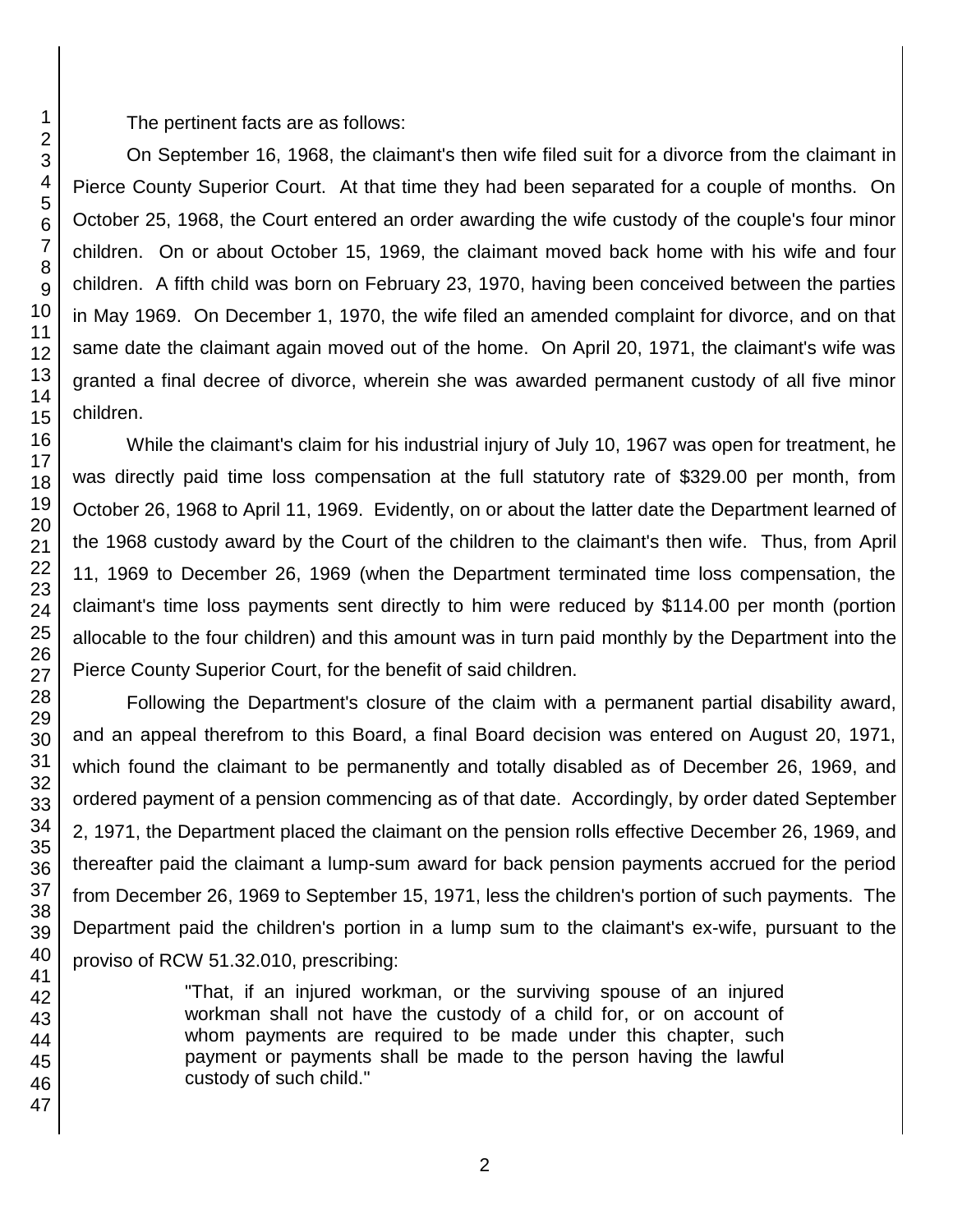The pertinent facts are as follows:

On September 16, 1968, the claimant's then wife filed suit for a divorce from the claimant in Pierce County Superior Court. At that time they had been separated for a couple of months. On October 25, 1968, the Court entered an order awarding the wife custody of the couple's four minor children. On or about October 15, 1969, the claimant moved back home with his wife and four children. A fifth child was born on February 23, 1970, having been conceived between the parties in May 1969. On December 1, 1970, the wife filed an amended complaint for divorce, and on that same date the claimant again moved out of the home. On April 20, 1971, the claimant's wife was granted a final decree of divorce, wherein she was awarded permanent custody of all five minor children.

While the claimant's claim for his industrial injury of July 10, 1967 was open for treatment, he was directly paid time loss compensation at the full statutory rate of $329.00 per month, from October 26, 1968 to April 11, 1969. Evidently, on or about the latter date the Department learned of the 1968 custody award by the Court of the children to the claimant's then wife. Thus, from April 11, 1969 to December 26, 1969 (when the Department terminated time loss compensation, the claimant's time loss payments sent directly to him were reduced by $114.00 per month (portion allocable to the four children) and this amount was in turn paid monthly by the Department into the Pierce County Superior Court, for the benefit of said children.

Following the Department's closure of the claim with a permanent partial disability award, and an appeal therefrom to this Board, a final Board decision was entered on August 20, 1971, which found the claimant to be permanently and totally disabled as of December 26, 1969, and ordered payment of a pension commencing as of that date. Accordingly, by order dated September 2, 1971, the Department placed the claimant on the pension rolls effective December 26, 1969, and thereafter paid the claimant a lump-sum award for back pension payments accrued for the period from December 26, 1969 to September 15, 1971, less the children's portion of such payments. The Department paid the children's portion in a lump sum to the claimant's ex-wife, pursuant to the proviso of RCW 51.32.010, prescribing:

> "That, if an injured workman, or the surviving spouse of an injured workman shall not have the custody of a child for, or on account of whom payments are required to be made under this chapter, such payment or payments shall be made to the person having the lawful custody of such child."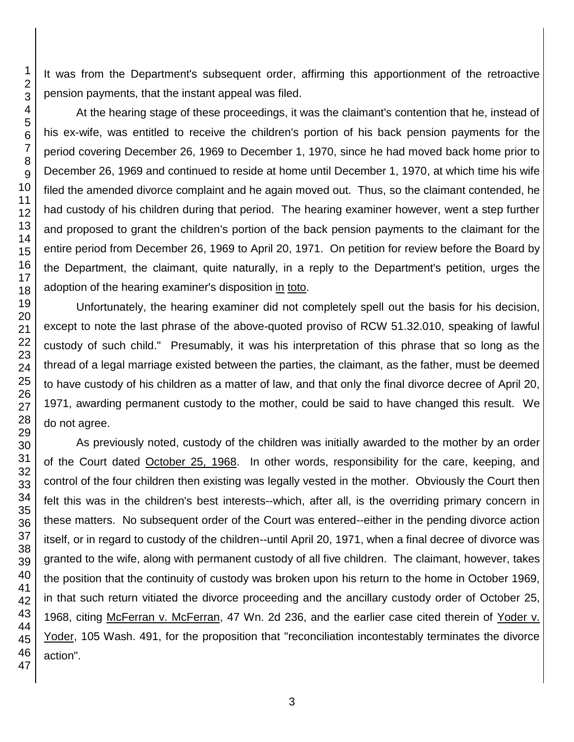It was from the Department's subsequent order, affirming this apportionment of the retroactive pension payments, that the instant appeal was filed.

At the hearing stage of these proceedings, it was the claimant's contention that he, instead of his ex-wife, was entitled to receive the children's portion of his back pension payments for the period covering December 26, 1969 to December 1, 1970, since he had moved back home prior to December 26, 1969 and continued to reside at home until December 1, 1970, at which time his wife filed the amended divorce complaint and he again moved out. Thus, so the claimant contended, he had custody of his children during that period. The hearing examiner however, went a step further and proposed to grant the children's portion of the back pension payments to the claimant for the entire period from December 26, 1969 to April 20, 1971. On petition for review before the Board by the Department, the claimant, quite naturally, in a reply to the Department's petition, urges the adoption of the hearing examiner's disposition in toto.

Unfortunately, the hearing examiner did not completely spell out the basis for his decision, except to note the last phrase of the above-quoted proviso of RCW 51.32.010, speaking of lawful custody of such child." Presumably, it was his interpretation of this phrase that so long as the thread of a legal marriage existed between the parties, the claimant, as the father, must be deemed to have custody of his children as a matter of law, and that only the final divorce decree of April 20, 1971, awarding permanent custody to the mother, could be said to have changed this result. We do not agree.

As previously noted, custody of the children was initially awarded to the mother by an order of the Court dated October 25, 1968. In other words, responsibility for the care, keeping, and control of the four children then existing was legally vested in the mother. Obviously the Court then felt this was in the children's best interests--which, after all, is the overriding primary concern in these matters. No subsequent order of the Court was entered--either in the pending divorce action itself, or in regard to custody of the children--until April 20, 1971, when a final decree of divorce was granted to the wife, along with permanent custody of all five children. The claimant, however, takes the position that the continuity of custody was broken upon his return to the home in October 1969, in that such return vitiated the divorce proceeding and the ancillary custody order of October 25, 1968, citing McFerran v. McFerran, 47 Wn. 2d 236, and the earlier case cited therein of Yoder v. Yoder, 105 Wash. 491, for the proposition that "reconciliation incontestably terminates the divorce action".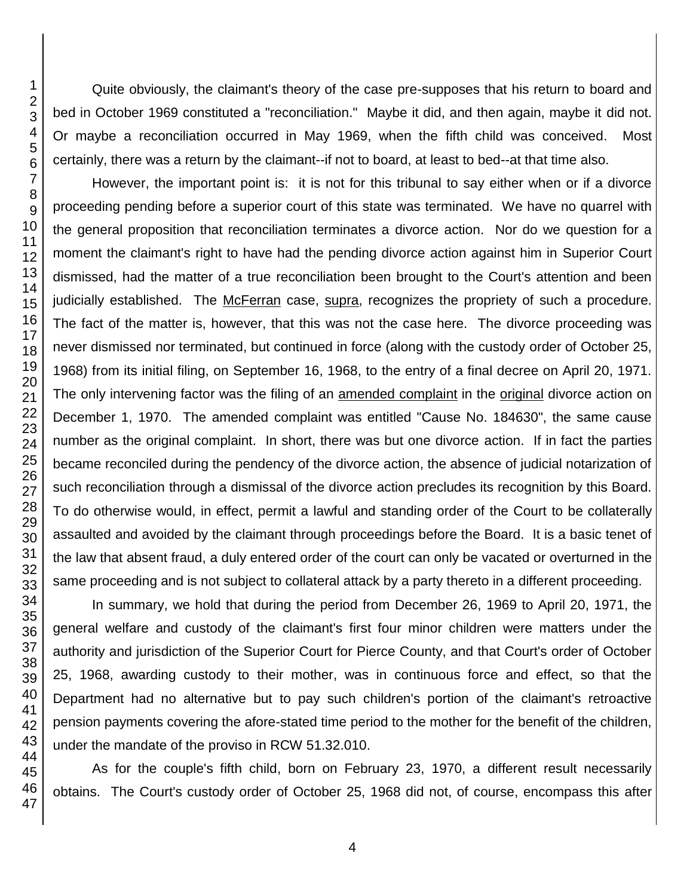Quite obviously, the claimant's theory of the case pre-supposes that his return to board and bed in October 1969 constituted a "reconciliation." Maybe it did, and then again, maybe it did not. Or maybe a reconciliation occurred in May 1969, when the fifth child was conceived. Most certainly, there was a return by the claimant--if not to board, at least to bed--at that time also.

However, the important point is: it is not for this tribunal to say either when or if a divorce proceeding pending before a superior court of this state was terminated. We have no quarrel with the general proposition that reconciliation terminates a divorce action. Nor do we question for a moment the claimant's right to have had the pending divorce action against him in Superior Court dismissed, had the matter of a true reconciliation been brought to the Court's attention and been judicially established. The McFerran case, supra, recognizes the propriety of such a procedure. The fact of the matter is, however, that this was not the case here. The divorce proceeding was never dismissed nor terminated, but continued in force (along with the custody order of October 25, 1968) from its initial filing, on September 16, 1968, to the entry of a final decree on April 20, 1971. The only intervening factor was the filing of an amended complaint in the original divorce action on December 1, 1970. The amended complaint was entitled "Cause No. 184630", the same cause number as the original complaint. In short, there was but one divorce action. If in fact the parties became reconciled during the pendency of the divorce action, the absence of judicial notarization of such reconciliation through a dismissal of the divorce action precludes its recognition by this Board. To do otherwise would, in effect, permit a lawful and standing order of the Court to be collaterally assaulted and avoided by the claimant through proceedings before the Board. It is a basic tenet of the law that absent fraud, a duly entered order of the court can only be vacated or overturned in the same proceeding and is not subject to collateral attack by a party thereto in a different proceeding.

In summary, we hold that during the period from December 26, 1969 to April 20, 1971, the general welfare and custody of the claimant's first four minor children were matters under the authority and jurisdiction of the Superior Court for Pierce County, and that Court's order of October 25, 1968, awarding custody to their mother, was in continuous force and effect, so that the Department had no alternative but to pay such children's portion of the claimant's retroactive pension payments covering the afore-stated time period to the mother for the benefit of the children, under the mandate of the proviso in RCW 51.32.010.

As for the couple's fifth child, born on February 23, 1970, a different result necessarily obtains. The Court's custody order of October 25, 1968 did not, of course, encompass this after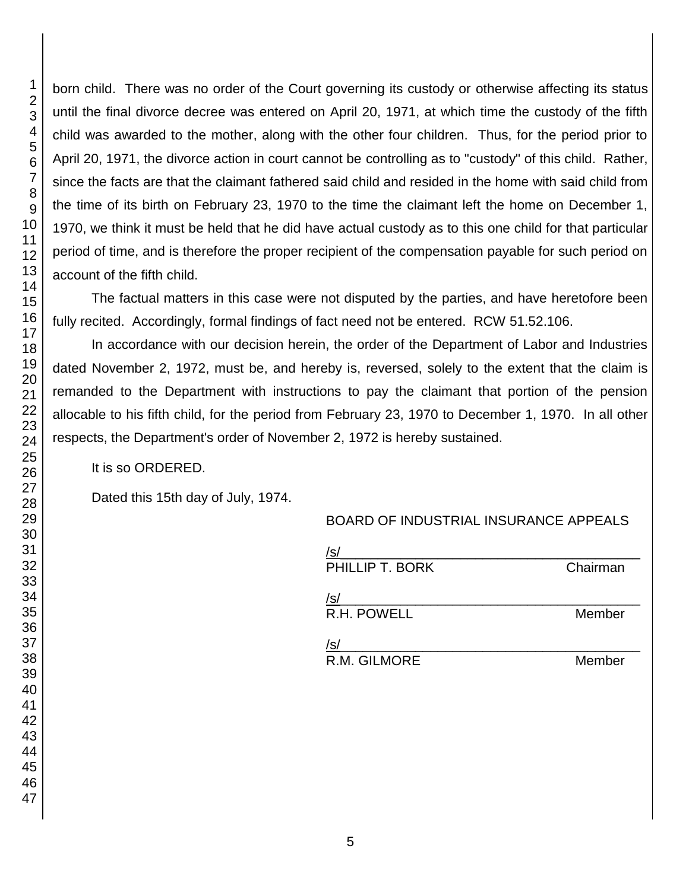born child. There was no order of the Court governing its custody or otherwise affecting its status until the final divorce decree was entered on April 20, 1971, at which time the custody of the fifth child was awarded to the mother, along with the other four children. Thus, for the period prior to April 20, 1971, the divorce action in court cannot be controlling as to "custody" of this child. Rather, since the facts are that the claimant fathered said child and resided in the home with said child from the time of its birth on February 23, 1970 to the time the claimant left the home on December 1, 1970, we think it must be held that he did have actual custody as to this one child for that particular period of time, and is therefore the proper recipient of the compensation payable for such period on account of the fifth child.

The factual matters in this case were not disputed by the parties, and have heretofore been fully recited. Accordingly, formal findings of fact need not be entered. RCW 51.52.106.

In accordance with our decision herein, the order of the Department of Labor and Industries dated November 2, 1972, must be, and hereby is, reversed, solely to the extent that the claim is remanded to the Department with instructions to pay the claimant that portion of the pension allocable to his fifth child, for the period from February 23, 1970 to December 1, 1970. In all other respects, the Department's order of November 2, 1972 is hereby sustained.

It is so ORDERED.

Dated this 15th day of July, 1974.

BOARD OF INDUSTRIAL INSURANCE APPEALS

/s/
PHILLIP T. BORK — Chairman

/s/
R.H. POWELL — Member

/s/
R.M. GILMORE — Member